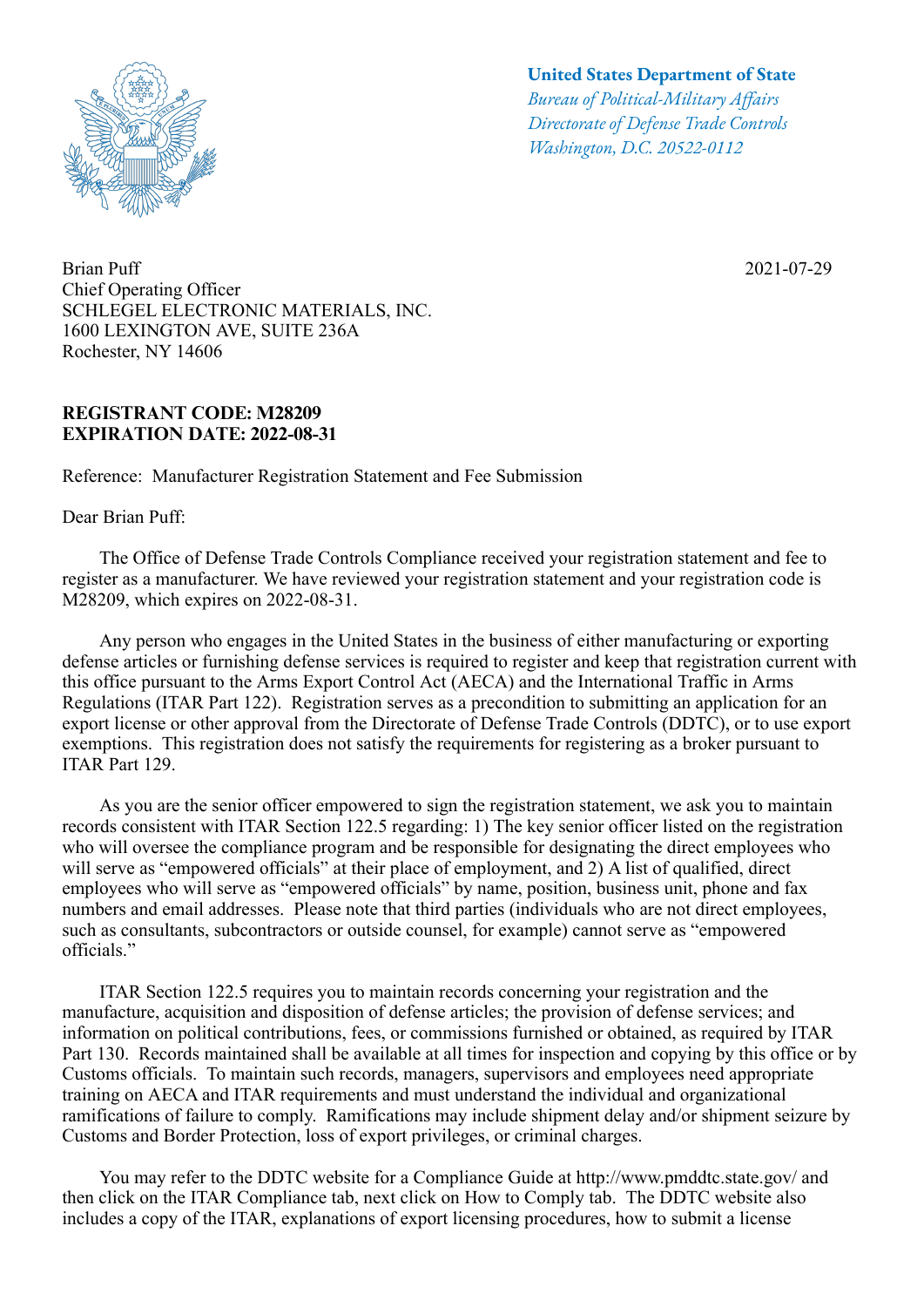**United States Department of State**
*Bureau of Political-Military Affairs*
*Directorate of Defense Trade Controls*
*Washington, D.C. 20522-0112*

Brian Puff
Chief Operating Officer
SCHLEGEL ELECTRONIC MATERIALS, INC.
1600 LEXINGTON AVE, SUITE 236A
Rochester, NY 14606

2021-07-29

**REGISTRANT CODE: M28209**
**EXPIRATION DATE: 2022-08-31**

Reference: Manufacturer Registration Statement and Fee Submission

Dear Brian Puff:

The Office of Defense Trade Controls Compliance received your registration statement and fee to register as a manufacturer. We have reviewed your registration statement and your registration code is M28209, which expires on 2022-08-31.

Any person who engages in the United States in the business of either manufacturing or exporting defense articles or furnishing defense services is required to register and keep that registration current with this office pursuant to the Arms Export Control Act (AECA) and the International Traffic in Arms Regulations (ITAR Part 122). Registration serves as a precondition to submitting an application for an export license or other approval from the Directorate of Defense Trade Controls (DDTC), or to use export exemptions. This registration does not satisfy the requirements for registering as a broker pursuant to ITAR Part 129.

As you are the senior officer empowered to sign the registration statement, we ask you to maintain records consistent with ITAR Section 122.5 regarding: 1) The key senior officer listed on the registration who will oversee the compliance program and be responsible for designating the direct employees who will serve as "empowered officials" at their place of employment, and 2) A list of qualified, direct employees who will serve as "empowered officials" by name, position, business unit, phone and fax numbers and email addresses. Please note that third parties (individuals who are not direct employees, such as consultants, subcontractors or outside counsel, for example) cannot serve as "empowered officials."

ITAR Section 122.5 requires you to maintain records concerning your registration and the manufacture, acquisition and disposition of defense articles; the provision of defense services; and information on political contributions, fees, or commissions furnished or obtained, as required by ITAR Part 130. Records maintained shall be available at all times for inspection and copying by this office or by Customs officials. To maintain such records, managers, supervisors and employees need appropriate training on AECA and ITAR requirements and must understand the individual and organizational ramifications of failure to comply. Ramifications may include shipment delay and/or shipment seizure by Customs and Border Protection, loss of export privileges, or criminal charges.

You may refer to the DDTC website for a Compliance Guide at http://www.pmddtc.state.gov/ and then click on the ITAR Compliance tab, next click on How to Comply tab. The DDTC website also includes a copy of the ITAR, explanations of export licensing procedures, how to submit a license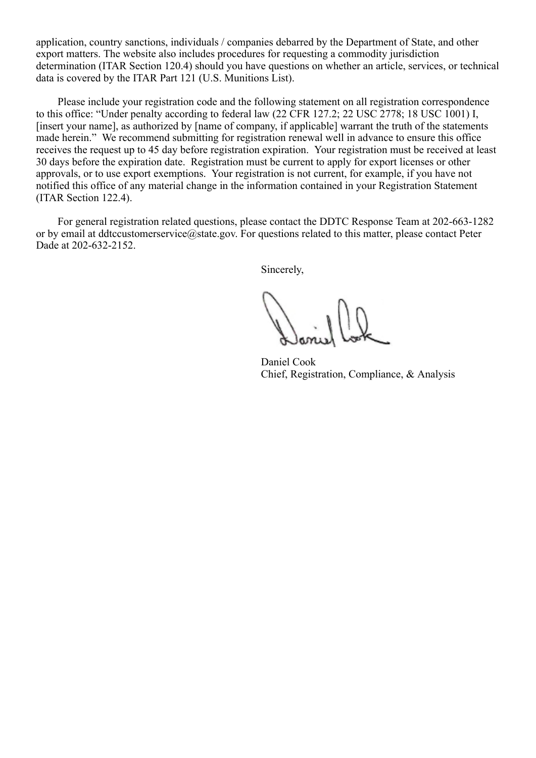application, country sanctions, individuals / companies debarred by the Department of State, and other export matters. The website also includes procedures for requesting a commodity jurisdiction determination (ITAR Section 120.4) should you have questions on whether an article, services, or technical data is covered by the ITAR Part 121 (U.S. Munitions List).

Please include your registration code and the following statement on all registration correspondence to this office: "Under penalty according to federal law (22 CFR 127.2; 22 USC 2778; 18 USC 1001) I, [insert your name], as authorized by [name of company, if applicable] warrant the truth of the statements made herein." We recommend submitting for registration renewal well in advance to ensure this office receives the request up to 45 day before registration expiration. Your registration must be received at least 30 days before the expiration date. Registration must be current to apply for export licenses or other approvals, or to use export exemptions. Your registration is not current, for example, if you have not notified this office of any material change in the information contained in your Registration Statement (ITAR Section 122.4).

For general registration related questions, please contact the DDTC Response Team at 202-663-1282 or by email at ddtccustomerservice@state.gov. For questions related to this matter, please contact Peter Dade at 202-632-2152.

Sincerely,

Daniel Cook
Chief, Registration, Compliance, & Analysis